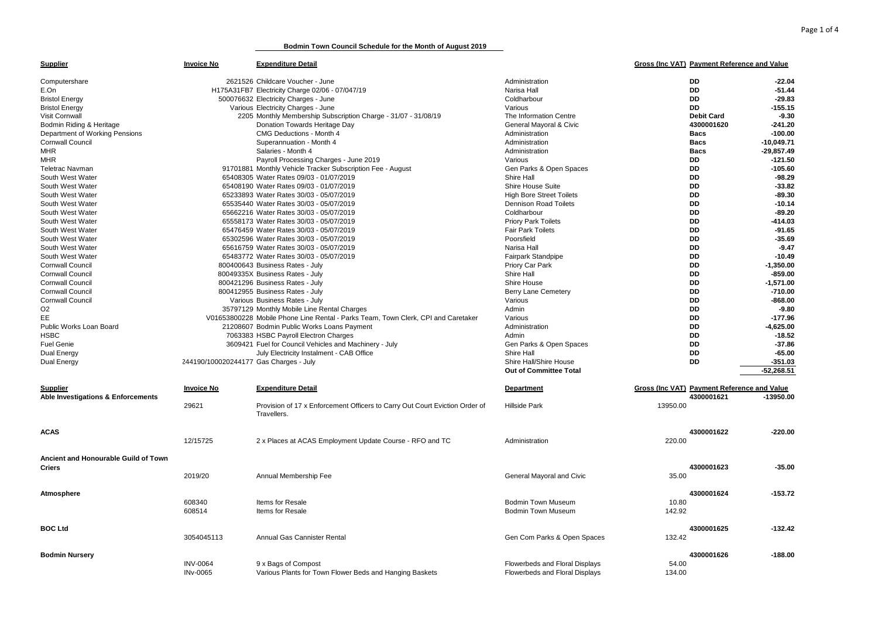**Bodmin Town Council Schedule for the Month of August 2019**

| Supplier | Invoice No | Expenditure Detail | | Gross (Inc VAT) | Payment Reference and Value | |
|---|---|---|---|---|---|---|
| Computershare | 2621526 | Childcare Voucher - June | Administration | | DD | -22.04 |
| E.On | H175A31FB7 | Electricity Charge 02/06 - 07/047/19 | Narisa Hall | | DD | -51.44 |
| Bristol Energy | 500076632 | Electricity Charges - June | Coldharbour | | DD | -29.83 |
| Bristol Energy | Various | Electricity Charges - June | Various | | DD | -155.15 |
| Visit Cornwall | 2205 | Monthly Membership Subscription Charge - 31/07 - 31/08/19 | The Information Centre | | Debit Card | -9.30 |
| Bodmin Riding & Heritage | | Donation Towards Heritage Day | General Mayoral & Civic | | 4300001620 | -241.20 |
| Department of Working Pensions | | CMG Deductions - Month 4 | Administration | | Bacs | -100.00 |
| Cornwall Council | | Superannuation - Month 4 | Administration | | Bacs | -10,049.71 |
| MHR | | Salaries - Month 4 | Administration | | Bacs | -29,857.49 |
| MHR | | Payroll Processing Charges - June 2019 | Various | | DD | -121.50 |
| Teletrac Navman | 91701881 | Monthly Vehicle Tracker Subscription Fee - August | Gen Parks & Open Spaces | | DD | -105.60 |
| South West Water | 65408305 | Water Rates 09/03 - 01/07/2019 | Shire Hall | | DD | -98.29 |
| South West Water | 65408190 | Water Rates 09/03 - 01/07/2019 | Shire House Suite | | DD | -33.82 |
| South West Water | 65233893 | Water Rates 30/03 - 05/07/2019 | High Bore Street Toilets | | DD | -89.30 |
| South West Water | 65535440 | Water Rates 30/03 - 05/07/2019 | Dennison Road Toilets | | DD | -10.14 |
| South West Water | 65662216 | Water Rates 30/03 - 05/07/2019 | Coldharbour | | DD | -89.20 |
| South West Water | 65558173 | Water Rates 30/03 - 05/07/2019 | Priory Park Toilets | | DD | -414.03 |
| South West Water | 65476459 | Water Rates 30/03 - 05/07/2019 | Fair Park Toilets | | DD | -91.65 |
| South West Water | 65302596 | Water Rates 30/03 - 05/07/2019 | Poorsfield | | DD | -35.69 |
| South West Water | 65616759 | Water Rates 30/03 - 05/07/2019 | Narisa Hall | | DD | -9.47 |
| South West Water | 65483772 | Water Rates 30/03 - 05/07/2019 | Fairpark Standpipe | | DD | -10.49 |
| Cornwall Council | 800400643 | Business Rates - July | Priory Car Park | | DD | -1,350.00 |
| Cornwall Council | 80049335X | Business Rates - July | Shire Hall | | DD | -859.00 |
| Cornwall Council | 800421296 | Business Rates - July | Shire House | | DD | -1,571.00 |
| Cornwall Council | 800412955 | Business Rates - July | Berry Lane Cemetery | | DD | -710.00 |
| Cornwall Council | Various | Business Rates - July | Various | | DD | -868.00 |
| O2 | 35797129 | Monthly Mobile Line Rental Charges | Admin | | DD | -9.80 |
| EE | V01653800228 | Mobile Phone Line Rental - Parks Team, Town Clerk, CPI and Caretaker | Various | | DD | -177.96 |
| Public Works Loan Board | 21208607 | Bodmin Public Works Loans Payment | Administration | | DD | -4,625.00 |
| HSBC | 7063383 | HSBC Payroll Electron Charges | Admin | | DD | -18.52 |
| Fuel Genie | 3609421 | Fuel for Council Vehicles and Machinery - July | Gen Parks & Open Spaces | | DD | -37.86 |
| Dual Energy | | July Electricity Instalment - CAB Office | Shire Hall | | DD | -65.00 |
| Dual Energy | 244190/100020244177 | Gas Charges - July | Shire Hall/Shire House | | DD | -351.03 |
| | | | **Out of Committee Total** | | | -52,268.51 |

| Supplier | Invoice No | Expenditure Detail | Department | Gross (Inc VAT) | Payment Reference and Value | |
|---|---|---|---|---|---|---|
| **Able Investigations & Enforcements** | | | | | 4300001621 | -13950.00 |
| | 29621 | Provision of 17 x Enforcement Officers to Carry Out Court Eviction Order of Travellers. | Hillside Park | 13950.00 | | |
| **ACAS** | | | | | 4300001622 | -220.00 |
| | 12/15725 | 2 x Places at ACAS Employment Update Course - RFO and TC | Administration | 220.00 | | |
| **Ancient and Honourable Guild of Town Criers** | | | | | 4300001623 | -35.00 |
| | 2019/20 | Annual Membership Fee | General Mayoral and Civic | 35.00 | | |
| **Atmosphere** | | | | | 4300001624 | -153.72 |
| | 608340 | Items for Resale | Bodmin Town Museum | 10.80 | | |
| | 608514 | Items for Resale | Bodmin Town Museum | 142.92 | | |
| **BOC Ltd** | | | | | 4300001625 | -132.42 |
| | 3054045113 | Annual Gas Cannister Rental | Gen Com Parks & Open Spaces | 132.42 | | |
| **Bodmin Nursery** | | | | | 4300001626 | -188.00 |
| | INV-0064 | 9 x Bags of Compost | Flowerbeds and Floral Displays | 54.00 | | |
| | INv-0065 | Various Plants for Town Flower Beds and Hanging Baskets | Flowerbeds and Floral Displays | 134.00 | | |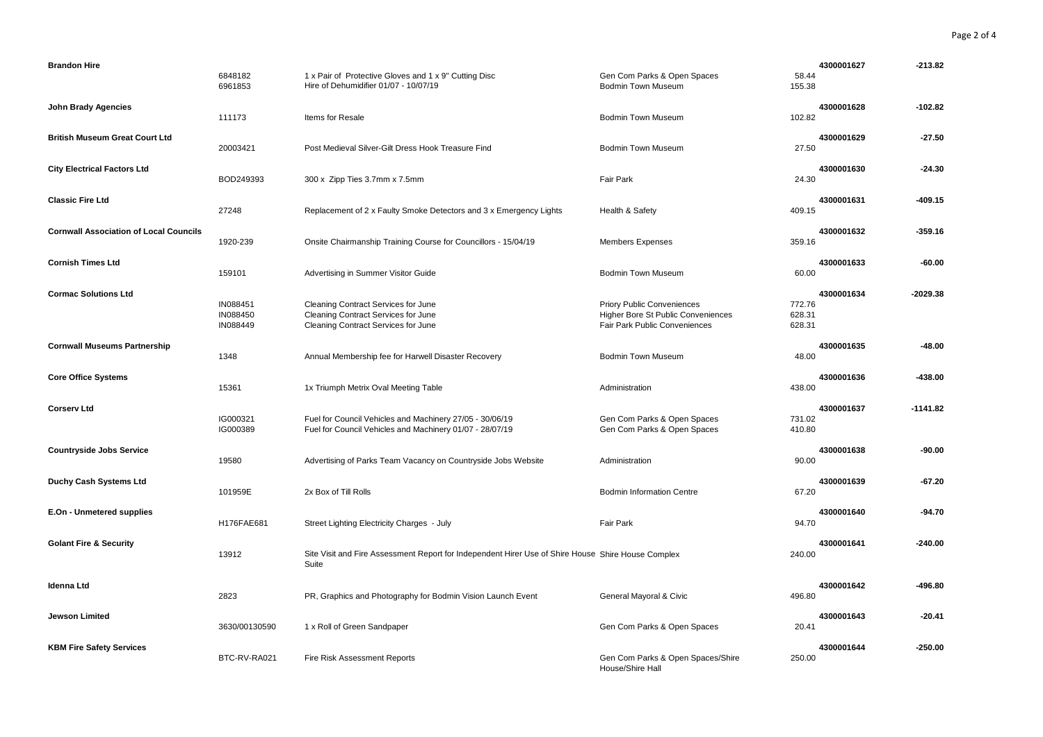| Supplier | Invoice | Description | Cost Centre | Amount | Payment Ref | Total |
|---|---|---|---|---|---|---|
| **Brandon Hire** | | | | | **4300001627** | **-213.82** |
| | 6848182 | 1 x Pair of Protective Gloves and 1 x 9" Cutting Disc | Gen Com Parks & Open Spaces | 58.44 | | |
| | 6961853 | Hire of Dehumidifier 01/07 - 10/07/19 | Bodmin Town Museum | 155.38 | | |
| **John Brady Agencies** | | | | | **4300001628** | **-102.82** |
| | 111173 | Items for Resale | Bodmin Town Museum | 102.82 | | |
| **British Museum Great Court Ltd** | | | | | **4300001629** | **-27.50** |
| | 20003421 | Post Medieval Silver-Gilt Dress Hook Treasure Find | Bodmin Town Museum | 27.50 | | |
| **City Electrical Factors Ltd** | | | | | **4300001630** | **-24.30** |
| | BOD249393 | 300 x Zipp Ties 3.7mm x 7.5mm | Fair Park | 24.30 | | |
| **Classic Fire Ltd** | | | | | **4300001631** | **-409.15** |
| | 27248 | Replacement of 2 x Faulty Smoke Detectors and 3 x Emergency Lights | Health & Safety | 409.15 | | |
| **Cornwall Association of Local Councils** | | | | | **4300001632** | **-359.16** |
| | 1920-239 | Onsite Chairmanship Training Course for Councillors - 15/04/19 | Members Expenses | 359.16 | | |
| **Cornish Times Ltd** | | | | | **4300001633** | **-60.00** |
| | 159101 | Advertising in Summer Visitor Guide | Bodmin Town Museum | 60.00 | | |
| **Cormac Solutions Ltd** | | | | | **4300001634** | **-2029.38** |
| | IN088451 | Cleaning Contract Services for June | Priory Public Conveniences | 772.76 | | |
| | IN088450 | Cleaning Contract Services for June | Higher Bore St Public Conveniences | 628.31 | | |
| | IN088449 | Cleaning Contract Services for June | Fair Park Public Conveniences | 628.31 | | |
| **Cornwall Museums Partnership** | | | | | **4300001635** | **-48.00** |
| | 1348 | Annual Membership fee for Harwell Disaster Recovery | Bodmin Town Museum | 48.00 | | |
| **Core Office Systems** | | | | | **4300001636** | **-438.00** |
| | 15361 | 1x Triumph Metrix Oval Meeting Table | Administration | 438.00 | | |
| **Corserv Ltd** | | | | | **4300001637** | **-1141.82** |
| | IG000321 | Fuel for Council Vehicles and Machinery 27/05 - 30/06/19 | Gen Com Parks & Open Spaces | 731.02 | | |
| | IG000389 | Fuel for Council Vehicles and Machinery 01/07 - 28/07/19 | Gen Com Parks & Open Spaces | 410.80 | | |
| **Countryside Jobs Service** | | | | | **4300001638** | **-90.00** |
| | 19580 | Advertising of Parks Team Vacancy on Countryside Jobs Website | Administration | 90.00 | | |
| **Duchy Cash Systems Ltd** | | | | | **4300001639** | **-67.20** |
| | 101959E | 2x Box of Till Rolls | Bodmin Information Centre | 67.20 | | |
| **E.On - Unmetered supplies** | | | | | **4300001640** | **-94.70** |
| | H176FAE681 | Street Lighting Electricity Charges - July | Fair Park | 94.70 | | |
| **Golant Fire & Security** | | | | | **4300001641** | **-240.00** |
| | 13912 | Site Visit and Fire Assessment Report for Independent Hirer Use of Shire House Suite | Shire House Complex | 240.00 | | |
| **Idenna Ltd** | | | | | **4300001642** | **-496.80** |
| | 2823 | PR, Graphics and Photography for Bodmin Vision Launch Event | General Mayoral & Civic | 496.80 | | |
| **Jewson Limited** | | | | | **4300001643** | **-20.41** |
| | 3630/00130590 | 1 x Roll of Green Sandpaper | Gen Com Parks & Open Spaces | 20.41 | | |
| **KBM Fire Safety Services** | | | | | **4300001644** | **-250.00** |
| | BTC-RV-RA021 | Fire Risk Assessment Reports | Gen Com Parks & Open Spaces/Shire House/Shire Hall | 250.00 | | |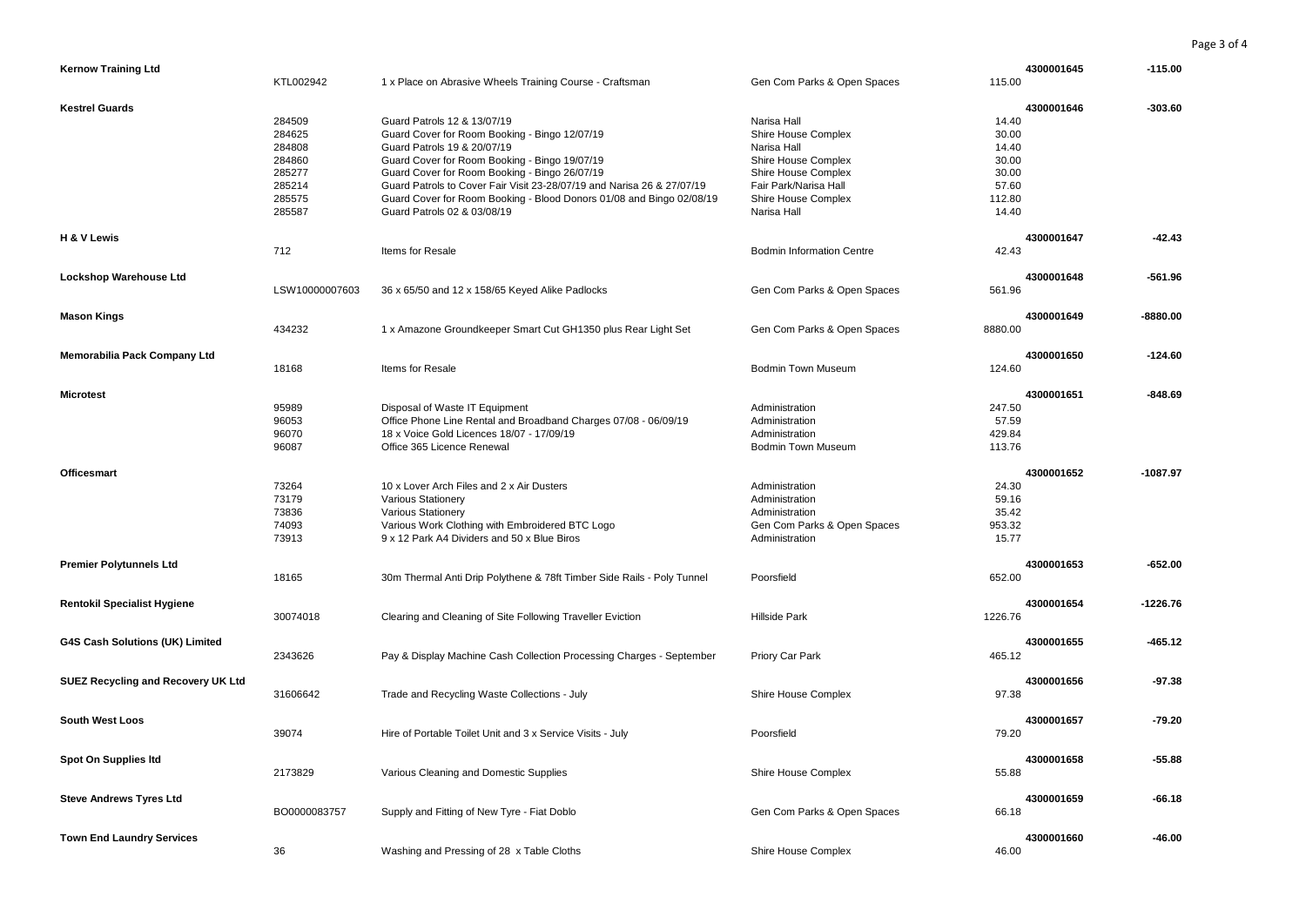| Supplier | Invoice No. | Description | Cost Centre | Amount | Payment Ref | Total |
|---|---|---|---|---|---|---|
| **Kernow Training Ltd** | | | | | **4300001645** | **-115.00** |
| | KTL002942 | 1 x Place on Abrasive Wheels Training Course - Craftsman | Gen Com Parks & Open Spaces | 115.00 | | |
| **Kestrel Guards** | | | | | **4300001646** | **-303.60** |
| | 284509 | Guard Patrols 12 & 13/07/19 | Narisa Hall | 14.40 | | |
| | 284625 | Guard Cover for Room Booking - Bingo 12/07/19 | Shire House Complex | 30.00 | | |
| | 284808 | Guard Patrols 19 & 20/07/19 | Narisa Hall | 14.40 | | |
| | 284860 | Guard Cover for Room Booking - Bingo 19/07/19 | Shire House Complex | 30.00 | | |
| | 285277 | Guard Cover for Room Booking - Bingo 26/07/19 | Shire House Complex | 30.00 | | |
| | 285214 | Guard Patrols to Cover Fair Visit 23-28/07/19 and Narisa 26 & 27/07/19 | Fair Park/Narisa Hall | 57.60 | | |
| | 285575 | Guard Cover for Room Booking - Blood Donors 01/08 and Bingo 02/08/19 | Shire House Complex | 112.80 | | |
| | 285587 | Guard Patrols 02 & 03/08/19 | Narisa Hall | 14.40 | | |
| **H & V Lewis** | | | | | **4300001647** | **-42.43** |
| | 712 | Items for Resale | Bodmin Information Centre | 42.43 | | |
| **Lockshop Warehouse Ltd** | | | | | **4300001648** | **-561.96** |
| | LSW10000007603 | 36 x 65/50 and 12 x 158/65 Keyed Alike Padlocks | Gen Com Parks & Open Spaces | 561.96 | | |
| **Mason Kings** | | | | | **4300001649** | **-8880.00** |
| | 434232 | 1 x Amazone Groundkeeper Smart Cut GH1350 plus Rear Light Set | Gen Com Parks & Open Spaces | 8880.00 | | |
| **Memorabilia Pack Company Ltd** | | | | | **4300001650** | **-124.60** |
| | 18168 | Items for Resale | Bodmin Town Museum | 124.60 | | |
| **Microtest** | | | | | **4300001651** | **-848.69** |
| | 95989 | Disposal of Waste IT Equipment | Administration | 247.50 | | |
| | 96053 | Office Phone Line Rental and Broadband Charges 07/08 - 06/09/19 | Administration | 57.59 | | |
| | 96070 | 18 x Voice Gold Licences 18/07 - 17/09/19 | Administration | 429.84 | | |
| | 96087 | Office 365 Licence Renewal | Bodmin Town Museum | 113.76 | | |
| **Officesmart** | | | | | **4300001652** | **-1087.97** |
| | 73264 | 10 x Lover Arch Files and 2 x Air Dusters | Administration | 24.30 | | |
| | 73179 | Various Stationery | Administration | 59.16 | | |
| | 73836 | Various Stationery | Administration | 35.42 | | |
| | 74093 | Various Work Clothing with Embroidered BTC Logo | Gen Com Parks & Open Spaces | 953.32 | | |
| | 73913 | 9 x 12 Park A4 Dividers and 50 x Blue Biros | Administration | 15.77 | | |
| **Premier Polytunnels Ltd** | | | | | **4300001653** | **-652.00** |
| | 18165 | 30m Thermal Anti Drip Polythene & 78ft Timber Side Rails - Poly Tunnel | Poorsfield | 652.00 | | |
| **Rentokil Specialist Hygiene** | | | | | **4300001654** | **-1226.76** |
| | 30074018 | Clearing and Cleaning of Site Following Traveller Eviction | Hillside Park | 1226.76 | | |
| **G4S Cash Solutions (UK) Limited** | | | | | **4300001655** | **-465.12** |
| | 2343626 | Pay & Display Machine Cash Collection Processing Charges - September | Priory Car Park | 465.12 | | |
| **SUEZ Recycling and Recovery UK Ltd** | | | | | **4300001656** | **-97.38** |
| | 31606642 | Trade and Recycling Waste Collections - July | Shire House Complex | 97.38 | | |
| **South West Loos** | | | | | **4300001657** | **-79.20** |
| | 39074 | Hire of Portable Toilet Unit and 3 x Service Visits - July | Poorsfield | 79.20 | | |
| **Spot On Supplies ltd** | | | | | **4300001658** | **-55.88** |
| | 2173829 | Various Cleaning and Domestic Supplies | Shire House Complex | 55.88 | | |
| **Steve Andrews Tyres Ltd** | | | | | **4300001659** | **-66.18** |
| | BO0000083757 | Supply and Fitting of New Tyre - Fiat Doblo | Gen Com Parks & Open Spaces | 66.18 | | |
| **Town End Laundry Services** | | | | | **4300001660** | **-46.00** |
| | 36 | Washing and Pressing of 28 x Table Cloths | Shire House Complex | 46.00 | | |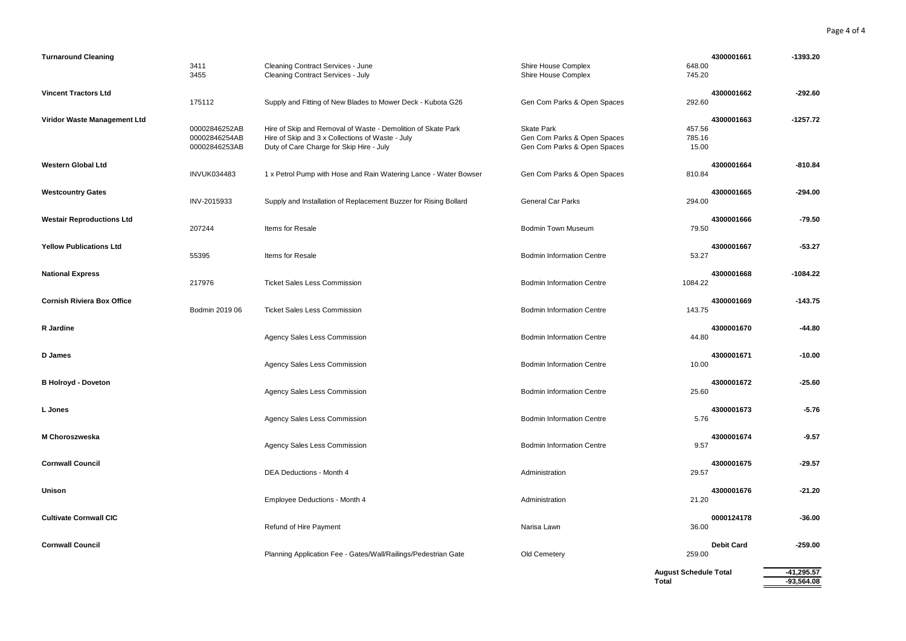| | | | | | | |
|---|---|---|---|---|---|---|
| **Turnaround Cleaning** | | | | | **4300001661** | **-1393.20** |
| | 3411 | Cleaning Contract Services - June | Shire House Complex | 648.00 | | |
| | 3455 | Cleaning Contract Services - July | Shire House Complex | 745.20 | | |
| **Vincent Tractors Ltd** | | | | | **4300001662** | **-292.60** |
| | 175112 | Supply and Fitting of New Blades to Mower Deck - Kubota G26 | Gen Com Parks & Open Spaces | 292.60 | | |
| **Viridor Waste Management Ltd** | | | | | **4300001663** | **-1257.72** |
| | 00002846252AB | Hire of Skip and Removal of Waste - Demolition of Skate Park | Skate Park | 457.56 | | |
| | 00002846254AB | Hire of Skip and 3 x Collections of Waste - July | Gen Com Parks & Open Spaces | 785.16 | | |
| | 00002846253AB | Duty of Care Charge for Skip Hire - July | Gen Com Parks & Open Spaces | 15.00 | | |
| **Western Global Ltd** | | | | | **4300001664** | **-810.84** |
| | INVUK034483 | 1 x Petrol Pump with Hose and Rain Watering Lance - Water Bowser | Gen Com Parks & Open Spaces | 810.84 | | |
| **Westcountry Gates** | | | | | **4300001665** | **-294.00** |
| | INV-2015933 | Supply and Installation of Replacement Buzzer for Rising Bollard | General Car Parks | 294.00 | | |
| **Westair Reproductions Ltd** | | | | | **4300001666** | **-79.50** |
| | 207244 | Items for Resale | Bodmin Town Museum | 79.50 | | |
| **Yellow Publications Ltd** | | | | | **4300001667** | **-53.27** |
| | 55395 | Items for Resale | Bodmin Information Centre | 53.27 | | |
| **National Express** | | | | | **4300001668** | **-1084.22** |
| | 217976 | Ticket Sales Less Commission | Bodmin Information Centre | 1084.22 | | |
| **Cornish Riviera Box Office** | | | | | **4300001669** | **-143.75** |
| | Bodmin 2019 06 | Ticket Sales Less Commission | Bodmin Information Centre | 143.75 | | |
| **R Jardine** | | | | | **4300001670** | **-44.80** |
| | | Agency Sales Less Commission | Bodmin Information Centre | 44.80 | | |
| **D James** | | | | | **4300001671** | **-10.00** |
| | | Agency Sales Less Commission | Bodmin Information Centre | 10.00 | | |
| **B Holroyd - Doveton** | | | | | **4300001672** | **-25.60** |
| | | Agency Sales Less Commission | Bodmin Information Centre | 25.60 | | |
| **L Jones** | | | | | **4300001673** | **-5.76** |
| | | Agency Sales Less Commission | Bodmin Information Centre | 5.76 | | |
| **M Choroszweska** | | | | | **4300001674** | **-9.57** |
| | | Agency Sales Less Commission | Bodmin Information Centre | 9.57 | | |
| **Cornwall Council** | | | | | **4300001675** | **-29.57** |
| | | DEA Deductions - Month 4 | Administration | 29.57 | | |
| **Unison** | | | | | **4300001676** | **-21.20** |
| | | Employee Deductions - Month 4 | Administration | 21.20 | | |
| **Cultivate Cornwall CIC** | | | | | **0000124178** | **-36.00** |
| | | Refund of Hire Payment | Narisa Lawn | 36.00 | | |
| **Cornwall Council** | | | | | **Debit Card** | **-259.00** |
| | | Planning Application Fee - Gates/Wall/Railings/Pedestrian Gate | Old Cemetery | 259.00 | | |
| | | | | **August Schedule Total** | | **-41,295.57** |
| | | | | **Total** | | **-93,564.08** |